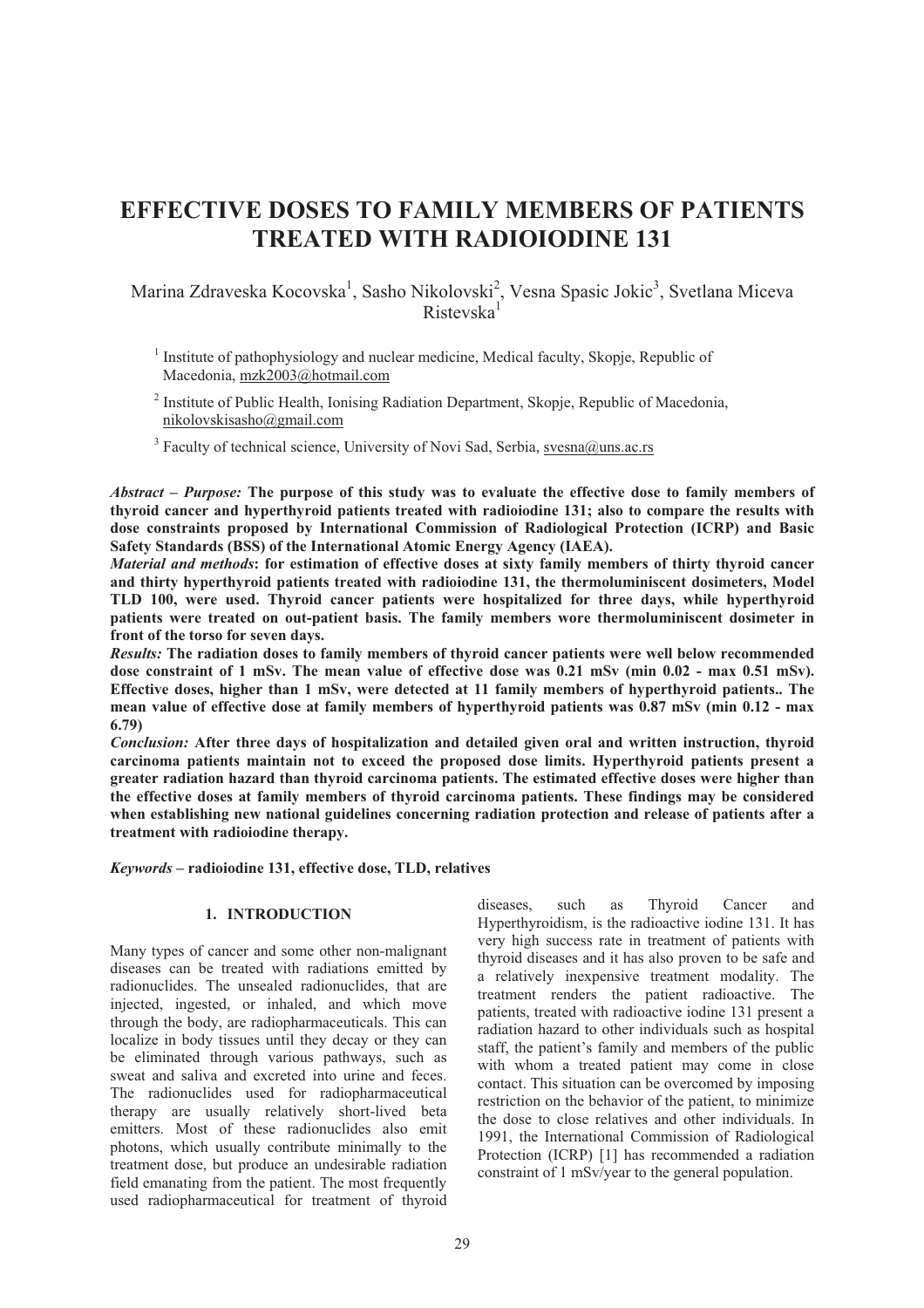# EFFECTIVE DOSES TO FAMILY MEMBERS OF PATIENTS TREATED WITH RADIOIODINE 131

Marina Zdraveska Kocovska[1], Sasho Nikolovski[2], Vesna Spasic Jokic[3], Svetlana Miceva Ristevska[1]

[1] Institute of pathophysiology and nuclear medicine, Medical faculty, Skopje, Republic of Macedonia, mzk2003@hotmail.com

[2] Institute of Public Health, Ionising Radiation Department, Skopje, Republic of Macedonia, nikolovskisasho@gmail.com

[3] Faculty of technical science, University of Novi Sad, Serbia, svesna@uns.ac.rs

***Abstract – Purpose:*** **The purpose of this study was to evaluate the effective dose to family members of thyroid cancer and hyperthyroid patients treated with radioiodine 131; also to compare the results with dose constraints proposed by International Commission of Radiological Protection (ICRP) and Basic Safety Standards (BSS) of the International Atomic Energy Agency (IAEA).**

***Material and methods*****: for estimation of effective doses at sixty family members of thirty thyroid cancer and thirty hyperthyroid patients treated with radioiodine 131, the thermoluminiscent dosimeters, Model TLD 100, were used. Thyroid cancer patients were hospitalized for three days, while hyperthyroid patients were treated on out-patient basis. The family members wore thermoluminiscent dosimeter in front of the torso for seven days.**

***Results:*** **The radiation doses to family members of thyroid cancer patients were well below recommended dose constraint of 1 mSv. The mean value of effective dose was 0.21 mSv (min 0.02 - max 0.51 mSv). Effective doses, higher than 1 mSv, were detected at 11 family members of hyperthyroid patients.. The mean value of effective dose at family members of hyperthyroid patients was 0.87 mSv (min 0.12 - max 6.79)**

***Conclusion:*** **After three days of hospitalization and detailed given oral and written instruction, thyroid carcinoma patients maintain not to exceed the proposed dose limits. Hyperthyroid patients present a greater radiation hazard than thyroid carcinoma patients. The estimated effective doses were higher than the effective doses at family members of thyroid carcinoma patients. These findings may be considered when establishing new national guidelines concerning radiation protection and release of patients after a treatment with radioiodine therapy.**

***Keywords*** **– radioiodine 131, effective dose, TLD, relatives**

## 1. INTRODUCTION

Many types of cancer and some other non-malignant diseases can be treated with radiations emitted by radionuclides. The unsealed radionuclides, that are injected, ingested, or inhaled, and which move through the body, are radiopharmaceuticals. This can localize in body tissues until they decay or they can be eliminated through various pathways, such as sweat and saliva and excreted into urine and feces. The radionuclides used for radiopharmaceutical therapy are usually relatively short-lived beta emitters. Most of these radionuclides also emit photons, which usually contribute minimally to the treatment dose, but produce an undesirable radiation field emanating from the patient. The most frequently used radiopharmaceutical for treatment of thyroid diseases, such as Thyroid Cancer and Hyperthyroidism, is the radioactive iodine 131. It has very high success rate in treatment of patients with thyroid diseases and it has also proven to be safe and a relatively inexpensive treatment modality. The treatment renders the patient radioactive. The patients, treated with radioactive iodine 131 present a radiation hazard to other individuals such as hospital staff, the patient's family and members of the public with whom a treated patient may come in close contact. This situation can be overcomed by imposing restriction on the behavior of the patient, to minimize the dose to close relatives and other individuals. In 1991, the International Commission of Radiological Protection (ICRP) [1] has recommended a radiation constraint of 1 mSv/year to the general population.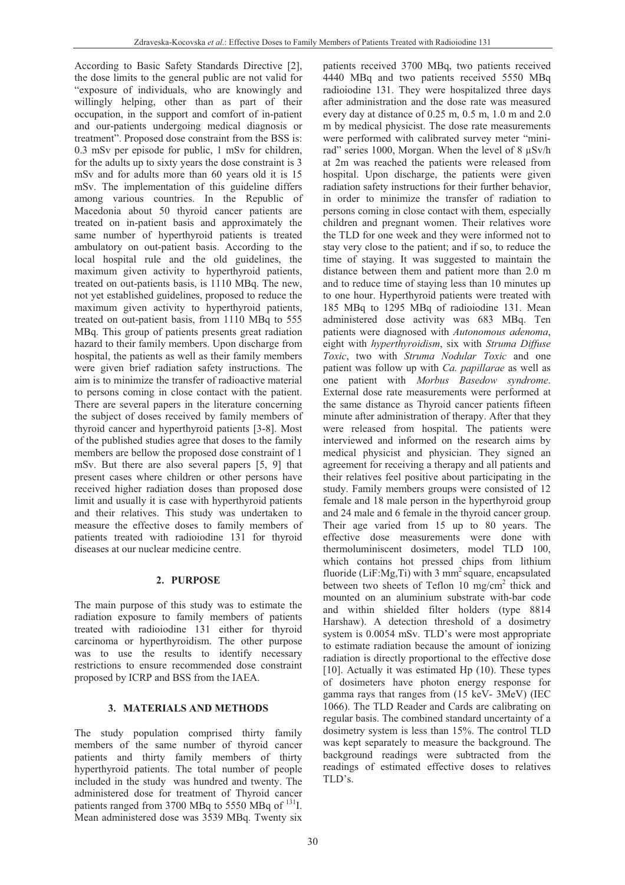According to Basic Safety Standards Directive [2], the dose limits to the general public are not valid for "exposure of individuals, who are knowingly and willingly helping, other than as part of their occupation, in the support and comfort of in-patient and our-patients undergoing medical diagnosis or treatment". Proposed dose constraint from the BSS is: 0.3 mSv per episode for public, 1 mSv for children, for the adults up to sixty years the dose constraint is 3 mSv and for adults more than 60 years old it is 15 mSv. The implementation of this guideline differs among various countries. In the Republic of Macedonia about 50 thyroid cancer patients are treated on in-patient basis and approximately the same number of hyperthyroid patients is treated ambulatory on out-patient basis. According to the local hospital rule and the old guidelines, the maximum given activity to hyperthyroid patients, treated on out-patients basis, is 1110 MBq. The new, not yet established guidelines, proposed to reduce the maximum given activity to hyperthyroid patients, treated on out-patient basis, from 1110 MBq to 555 MBq. This group of patients presents great radiation hazard to their family members. Upon discharge from hospital, the patients as well as their family members were given brief radiation safety instructions. The aim is to minimize the transfer of radioactive material to persons coming in close contact with the patient. There are several papers in the literature concerning the subject of doses received by family members of thyroid cancer and hyperthyroid patients [3-8]. Most of the published studies agree that doses to the family members are bellow the proposed dose constraint of 1 mSv. But there are also several papers [5, 9] that present cases where children or other persons have received higher radiation doses than proposed dose limit and usually it is case with hyperthyroid patients and their relatives. This study was undertaken to measure the effective doses to family members of patients treated with radioiodine 131 for thyroid diseases at our nuclear medicine centre.

## 2. PURPOSE

The main purpose of this study was to estimate the radiation exposure to family members of patients treated with radioiodine 131 either for thyroid carcinoma or hyperthyroidism. The other purpose was to use the results to identify necessary restrictions to ensure recommended dose constraint proposed by ICRP and BSS from the IAEA.

## 3. MATERIALS AND METHODS

The study population comprised thirty family members of the same number of thyroid cancer patients and thirty family members of thirty hyperthyroid patients. The total number of people included in the study was hundred and twenty. The administered dose for treatment of Thyroid cancer patients ranged from 3700 MBq to 5550 MBq of $^{131}$I. Mean administered dose was 3539 MBq. Twenty six patients received 3700 MBq, two patients received 4440 MBq and two patients received 5550 MBq radioiodine 131. They were hospitalized three days after administration and the dose rate was measured every day at distance of 0.25 m, 0.5 m, 1.0 m and 2.0 m by medical physicist. The dose rate measurements were performed with calibrated survey meter "mini-rad" series 1000, Morgan. When the level of 8 μSv/h at 2m was reached the patients were released from hospital. Upon discharge, the patients were given radiation safety instructions for their further behavior, in order to minimize the transfer of radiation to persons coming in close contact with them, especially children and pregnant women. Their relatives wore the TLD for one week and they were informed not to stay very close to the patient; and if so, to reduce the time of staying. It was suggested to maintain the distance between them and patient more than 2.0 m and to reduce time of staying less than 10 minutes up to one hour. Hyperthyroid patients were treated with 185 MBq to 1295 MBq of radioiodine 131. Mean administered dose activity was 683 MBq. Ten patients were diagnosed with *Autonomous adenoma*, eight with *hyperthyroidism*, six with *Struma Diffuse Toxic*, two with *Struma Nodular Toxic* and one patient was follow up with *Ca. papillarae* as well as one patient with *Morbus Basedow syndrome*. External dose rate measurements were performed at the same distance as Thyroid cancer patients fifteen minute after administration of therapy. After that they were released from hospital. The patients were interviewed and informed on the research aims by medical physicist and physician. They signed an agreement for receiving a therapy and all patients and their relatives feel positive about participating in the study. Family members groups were consisted of 12 female and 18 male person in the hyperthyroid group and 24 male and 6 female in the thyroid cancer group. Their age varied from 15 up to 80 years. The effective dose measurements were done with thermoluminiscent dosimeters, model TLD 100, which contains hot pressed chips from lithium fluoride (LiF:Mg,Ti) with 3 mm$^2$ square, encapsulated between two sheets of Teflon 10 mg/cm$^2$ thick and mounted on an aluminium substrate with-bar code and within shielded filter holders (type 8814 Harshaw). A detection threshold of a dosimetry system is 0.0054 mSv. TLD's were most appropriate to estimate radiation because the amount of ionizing radiation is directly proportional to the effective dose [10]. Actually it was estimated Hp (10). These types of dosimeters have photon energy response for gamma rays that ranges from (15 keV- 3MeV) (IEC 1066). The TLD Reader and Cards are calibrating on regular basis. The combined standard uncertainty of a dosimetry system is less than 15%. The control TLD was kept separately to measure the background. The background readings were subtracted from the readings of estimated effective doses to relatives TLD's.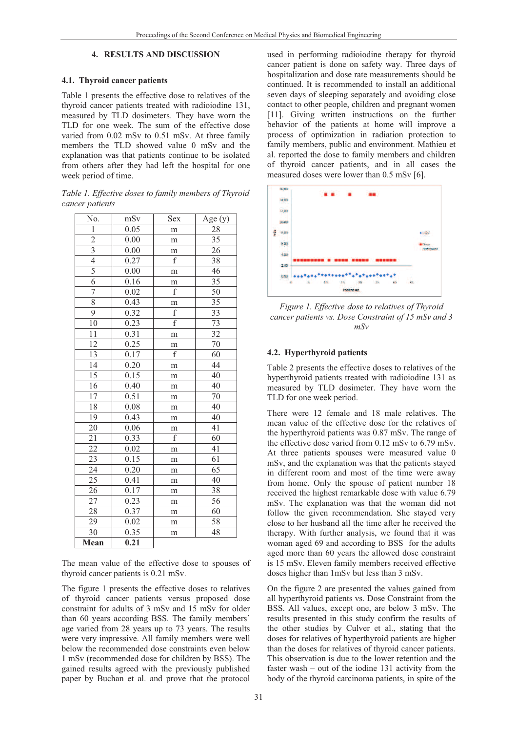## 4. RESULTS AND DISCUSSION

### 4.1. Thyroid cancer patients

Table 1 presents the effective dose to relatives of the thyroid cancer patients treated with radioiodine 131, measured by TLD dosimeters. They have worn the TLD for one week. The sum of the effective dose varied from 0.02 mSv to 0.51 mSv. At three family members the TLD showed value 0 mSv and the explanation was that patients continue to be isolated from others after they had left the hospital for one week period of time.

*Table 1. Effective doses to family members of Thyroid cancer patients*

| No. | mSv | Sex | Age (y) |
|---|---|---|---|
| 1 | 0.05 | m | 28 |
| 2 | 0.00 | m | 35 |
| 3 | 0.00 | m | 26 |
| 4 | 0.27 | f | 38 |
| 5 | 0.00 | m | 46 |
| 6 | 0.16 | m | 35 |
| 7 | 0.02 | f | 50 |
| 8 | 0.43 | m | 35 |
| 9 | 0.32 | f | 33 |
| 10 | 0.23 | f | 73 |
| 11 | 0.31 | m | 32 |
| 12 | 0.25 | m | 70 |
| 13 | 0.17 | f | 60 |
| 14 | 0.20 | m | 44 |
| 15 | 0.15 | m | 40 |
| 16 | 0.40 | m | 40 |
| 17 | 0.51 | m | 70 |
| 18 | 0.08 | m | 40 |
| 19 | 0.43 | m | 40 |
| 20 | 0.06 | m | 41 |
| 21 | 0.33 | f | 60 |
| 22 | 0.02 | m | 41 |
| 23 | 0.15 | m | 61 |
| 24 | 0.20 | m | 65 |
| 25 | 0.41 | m | 40 |
| 26 | 0.17 | m | 38 |
| 27 | 0.23 | m | 56 |
| 28 | 0.37 | m | 60 |
| 29 | 0.02 | m | 58 |
| 30 | 0.35 | m | 48 |
| **Mean** | **0.21** | | |

The mean value of the effective dose to spouses of thyroid cancer patients is 0.21 mSv.

The figure 1 presents the effective doses to relatives of thyroid cancer patients versus proposed dose constraint for adults of 3 mSv and 15 mSv for older than 60 years according BSS. The family members' age varied from 28 years up to 73 years. The results were very impressive. All family members were well below the recommended dose constraints even below 1 mSv (recommended dose for children by BSS). The gained results agreed with the previously published paper by Buchan et al. and prove that the protocol used in performing radioiodine therapy for thyroid cancer patient is done on safety way. Three days of hospitalization and dose rate measurements should be continued. It is recommended to install an additional seven days of sleeping separately and avoiding close contact to other people, children and pregnant women [11]. Giving written instructions on the further behavior of the patients at home will improve a process of optimization in radiation protection to family members, public and environment. Mathieu et al. reported the dose to family members and children of thyroid cancer patients, and in all cases the measured doses were lower than 0.5 mSv [6].

*Figure 1. Effective dose to relatives of Thyroid cancer patients vs. Dose Constraint of 15 mSv and 3 mSv*

### 4.2. Hyperthyroid patients

Table 2 presents the effective doses to relatives of the hyperthyroid patients treated with radioiodine 131 as measured by TLD dosimeter. They have worn the TLD for one week period.

There were 12 female and 18 male relatives. The mean value of the effective dose for the relatives of the hyperthyroid patients was 0.87 mSv. The range of the effective dose varied from 0.12 mSv to 6.79 mSv. At three patients spouses were measured value 0 mSv, and the explanation was that the patients stayed in different room and most of the time were away from home. Only the spouse of patient number 18 received the highest remarkable dose with value 6.79 mSv. The explanation was that the woman did not follow the given recommendation. She stayed very close to her husband all the time after he received the therapy. With further analysis, we found that it was woman aged 69 and according to BSS for the adults aged more than 60 years the allowed dose constraint is 15 mSv. Eleven family members received effective doses higher than 1mSv but less than 3 mSv.

On the figure 2 are presented the values gained from all hyperthyroid patients vs. Dose Constraint from the BSS. All values, except one, are below 3 mSv. The results presented in this study confirm the results of the other studies by Culver et al., stating that the doses for relatives of hyperthyroid patients are higher than the doses for relatives of thyroid cancer patients. This observation is due to the lower retention and the faster wash – out of the iodine 131 activity from the body of the thyroid carcinoma patients, in spite of the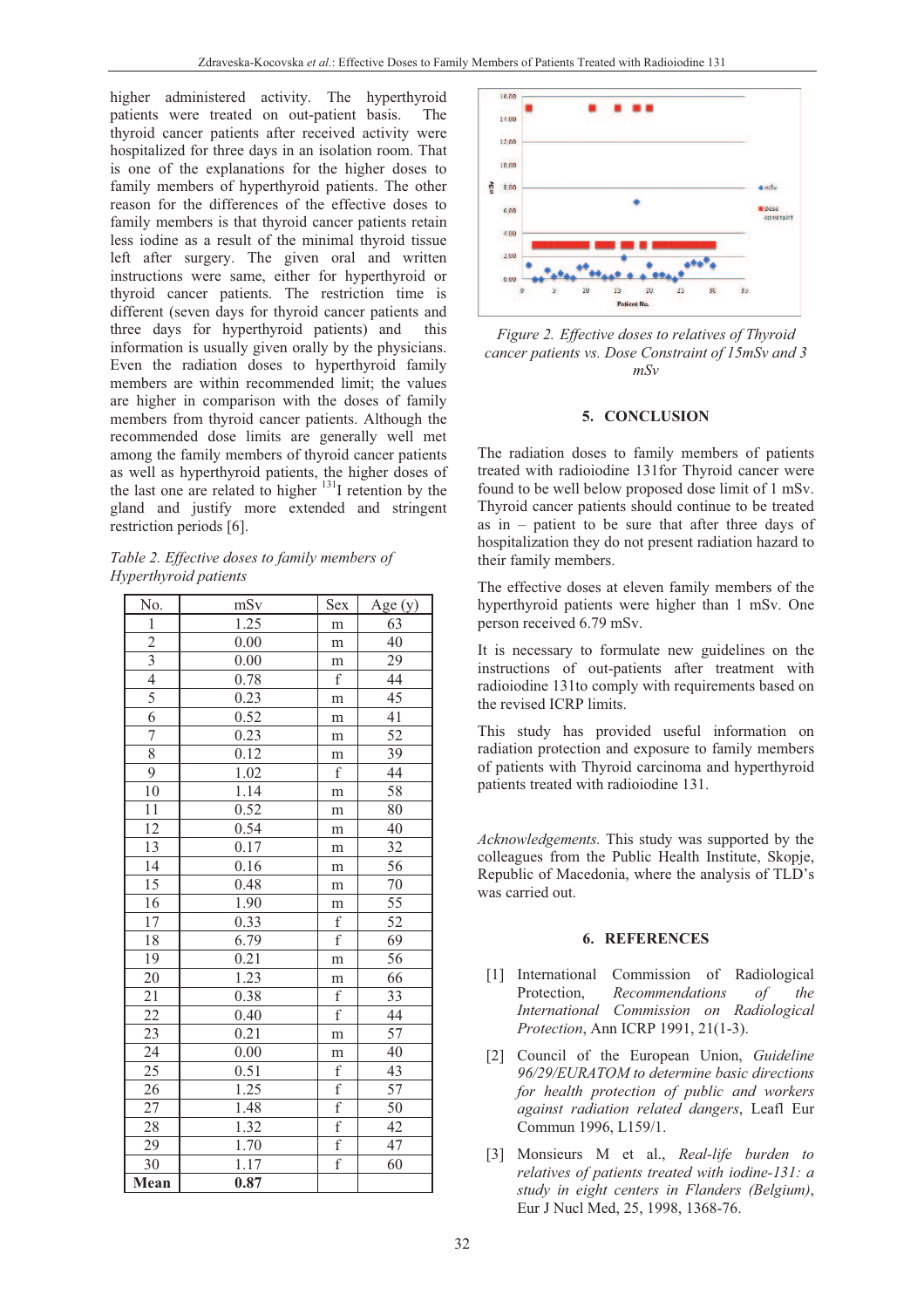higher administered activity. The hyperthyroid patients were treated on out-patient basis. The thyroid cancer patients after received activity were hospitalized for three days in an isolation room. That is one of the explanations for the higher doses to family members of hyperthyroid patients. The other reason for the differences of the effective doses to family members is that thyroid cancer patients retain less iodine as a result of the minimal thyroid tissue left after surgery. The given oral and written instructions were same, either for hyperthyroid or thyroid cancer patients. The restriction time is different (seven days for thyroid cancer patients and three days for hyperthyroid patients) and this information is usually given orally by the physicians. Even the radiation doses to hyperthyroid family members are within recommended limit; the values are higher in comparison with the doses of family members from thyroid cancer patients. Although the recommended dose limits are generally well met among the family members of thyroid cancer patients as well as hyperthyroid patients, the higher doses of the last one are related to higher $^{131}$I retention by the gland and justify more extended and stringent restriction periods [6].

*Table 2. Effective doses to family members of Hyperthyroid patients*

| No. | mSv | Sex | Age (y) |
|---|---|---|---|
| 1 | 1.25 | m | 63 |
| 2 | 0.00 | m | 40 |
| 3 | 0.00 | m | 29 |
| 4 | 0.78 | f | 44 |
| 5 | 0.23 | m | 45 |
| 6 | 0.52 | m | 41 |
| 7 | 0.23 | m | 52 |
| 8 | 0.12 | m | 39 |
| 9 | 1.02 | f | 44 |
| 10 | 1.14 | m | 58 |
| 11 | 0.52 | m | 80 |
| 12 | 0.54 | m | 40 |
| 13 | 0.17 | m | 32 |
| 14 | 0.16 | m | 56 |
| 15 | 0.48 | m | 70 |
| 16 | 1.90 | m | 55 |
| 17 | 0.33 | f | 52 |
| 18 | 6.79 | f | 69 |
| 19 | 0.21 | m | 56 |
| 20 | 1.23 | m | 66 |
| 21 | 0.38 | f | 33 |
| 22 | 0.40 | f | 44 |
| 23 | 0.21 | m | 57 |
| 24 | 0.00 | m | 40 |
| 25 | 0.51 | f | 43 |
| 26 | 1.25 | f | 57 |
| 27 | 1.48 | f | 50 |
| 28 | 1.32 | f | 42 |
| 29 | 1.70 | f | 47 |
| 30 | 1.17 | f | 60 |
| **Mean** | **0.87** | | |

*Figure 2. Effective doses to relatives of Thyroid cancer patients vs. Dose Constraint of 15mSv and 3 mSv*

## 5. CONCLUSION

The radiation doses to family members of patients treated with radioiodine 131for Thyroid cancer were found to be well below proposed dose limit of 1 mSv. Thyroid cancer patients should continue to be treated as in – patient to be sure that after three days of hospitalization they do not present radiation hazard to their family members.

The effective doses at eleven family members of the hyperthyroid patients were higher than 1 mSv. One person received 6.79 mSv.

It is necessary to formulate new guidelines on the instructions of out-patients after treatment with radioiodine 131to comply with requirements based on the revised ICRP limits.

This study has provided useful information on radiation protection and exposure to family members of patients with Thyroid carcinoma and hyperthyroid patients treated with radioiodine 131.

*Acknowledgements.* This study was supported by the colleagues from the Public Health Institute, Skopje, Republic of Macedonia, where the analysis of TLD's was carried out.

## 6. REFERENCES

[1] International Commission of Radiological Protection, *Recommendations of the International Commission on Radiological Protection*, Ann ICRP 1991, 21(1-3).

[2] Council of the European Union, *Guideline 96/29/EURATOM to determine basic directions for health protection of public and workers against radiation related dangers*, Leafl Eur Commun 1996, L159/1.

[3] Monsieurs M et al., *Real-life burden to relatives of patients treated with iodine-131: a study in eight centers in Flanders (Belgium)*, Eur J Nucl Med, 25, 1998, 1368-76.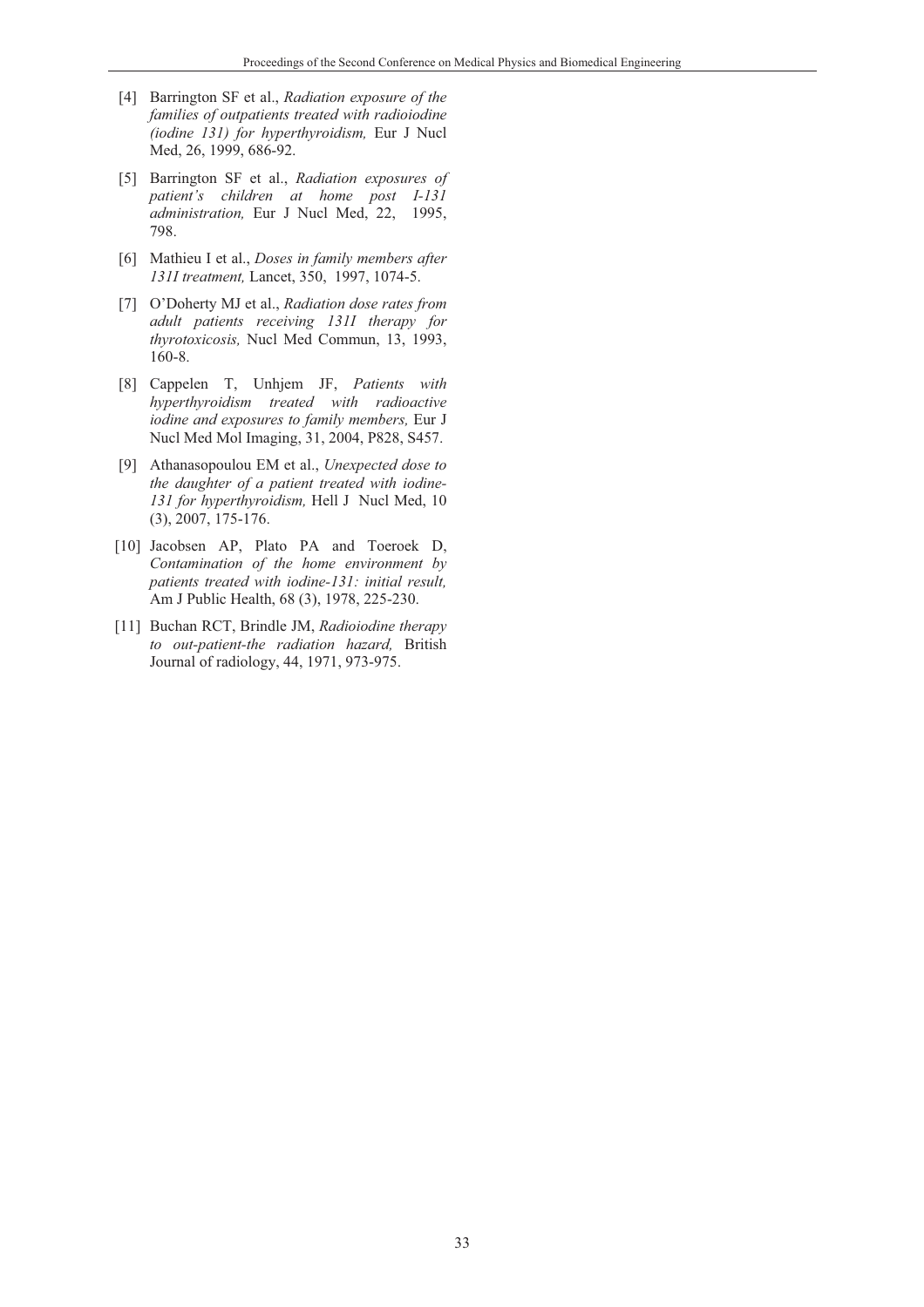[4] Barrington SF et al., *Radiation exposure of the families of outpatients treated with radioiodine (iodine 131) for hyperthyroidism,* Eur J Nucl Med, 26, 1999, 686-92.

[5] Barrington SF et al., *Radiation exposures of patient's children at home post I-131 administration,* Eur J Nucl Med, 22, 1995, 798.

[6] Mathieu I et al., *Doses in family members after 131I treatment,* Lancet, 350, 1997, 1074-5.

[7] O'Doherty MJ et al., *Radiation dose rates from adult patients receiving 131I therapy for thyrotoxicosis,* Nucl Med Commun, 13, 1993, 160-8.

[8] Cappelen T, Unhjem JF, *Patients with hyperthyroidism treated with radioactive iodine and exposures to family members,* Eur J Nucl Med Mol Imaging, 31, 2004, P828, S457.

[9] Athanasopoulou EM et al., *Unexpected dose to the daughter of a patient treated with iodine-131 for hyperthyroidism,* Hell J Nucl Med, 10 (3), 2007, 175-176.

[10] Jacobsen AP, Plato PA and Toeroek D, *Contamination of the home environment by patients treated with iodine-131: initial result,* Am J Public Health, 68 (3), 1978, 225-230.

[11] Buchan RCT, Brindle JM, *Radioiodine therapy to out-patient-the radiation hazard,* British Journal of radiology, 44, 1971, 973-975.